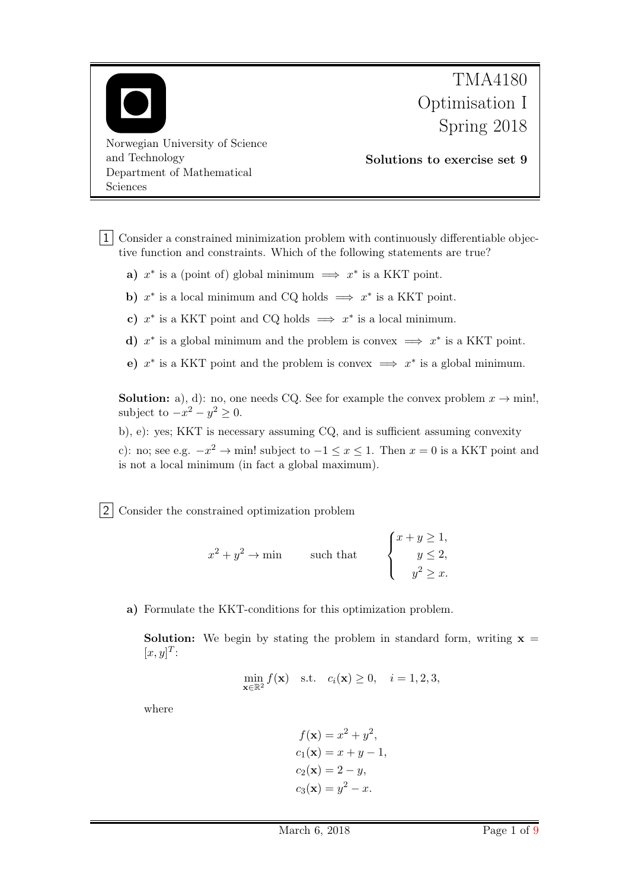TMA4180
Optimisation I
Spring 2018

Norwegian University of Science and Technology
Department of Mathematical Sciences

**Solutions to exercise set 9**

**1** Consider a constrained minimization problem with continuously differentiable objective function and constraints. Which of the following statements are true?

**a)** $x^*$ is a (point of) global minimum $\implies$ $x^*$ is a KKT point.

**b)** $x^*$ is a local minimum and CQ holds $\implies$ $x^*$ is a KKT point.

**c)** $x^*$ is a KKT point and CQ holds $\implies$ $x^*$ is a local minimum.

**d)** $x^*$ is a global minimum and the problem is convex $\implies$ $x^*$ is a KKT point.

**e)** $x^*$ is a KKT point and the problem is convex $\implies$ $x^*$ is a global minimum.

**Solution:** a), d): no, one needs CQ. See for example the convex problem $x \to \min!$, subject to $-x^2 - y^2 \geq 0$.

b), e): yes; KKT is necessary assuming CQ, and is sufficient assuming convexity

c): no; see e.g. $-x^2 \to \min!$ subject to $-1 \leq x \leq 1$. Then $x = 0$ is a KKT point and is not a local minimum (in fact a global maximum).

**2** Consider the constrained optimization problem

$$x^2 + y^2 \to \min \qquad \text{such that} \qquad \begin{cases} x + y \geq 1, \\ y \leq 2, \\ y^2 \geq x. \end{cases}$$

**a)** Formulate the KKT-conditions for this optimization problem.

**Solution:** We begin by stating the problem in standard form, writing $\mathbf{x} = [x, y]^T$:

$$\min_{\mathbf{x} \in \mathbb{R}^2} f(\mathbf{x}) \quad \text{s.t.} \quad c_i(\mathbf{x}) \geq 0, \quad i = 1, 2, 3,$$

where

$$\begin{aligned} f(\mathbf{x}) &= x^2 + y^2, \\ c_1(\mathbf{x}) &= x + y - 1, \\ c_2(\mathbf{x}) &= 2 - y, \\ c_3(\mathbf{x}) &= y^2 - x. \end{aligned}$$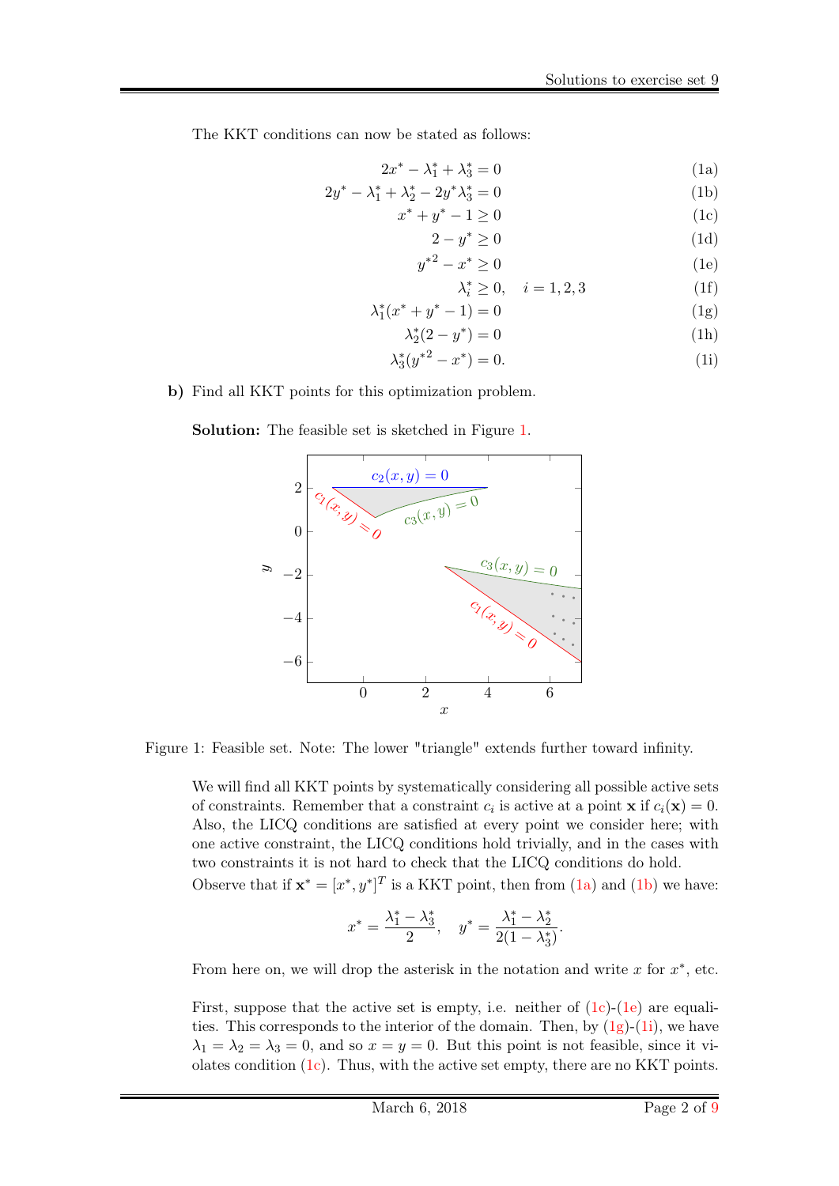The KKT conditions can now be stated as follows:

$$2x^* - \lambda_1^* + \lambda_3^* = 0 \tag{1a}$$
$$2y^* - \lambda_1^* + \lambda_2^* - 2y^*\lambda_3^* = 0 \tag{1b}$$
$$x^* + y^* - 1 \geq 0 \tag{1c}$$
$$2 - y^* \geq 0 \tag{1d}$$
$${y^*}^2 - x^* \geq 0 \tag{1e}$$
$$\lambda_i^* \geq 0, \quad i = 1, 2, 3 \tag{1f}$$
$$\lambda_1^*(x^* + y^* - 1) = 0 \tag{1g}$$
$$\lambda_2^*(2 - y^*) = 0 \tag{1h}$$
$$\lambda_3^*({y^*}^2 - x^*) = 0. \tag{1i}$$

**b)** Find all KKT points for this optimization problem.

**Solution:** The feasible set is sketched in Figure 1.

Figure 1: Feasible set. Note: The lower "triangle" extends further toward infinity.

We will find all KKT points by systematically considering all possible active sets of constraints. Remember that a constraint $c_i$ is active at a point $\mathbf{x}$ if $c_i(\mathbf{x}) = 0$. Also, the LICQ conditions are satisfied at every point we consider here; with one active constraint, the LICQ conditions hold trivially, and in the cases with two constraints it is not hard to check that the LICQ conditions do hold.

Observe that if $\mathbf{x}^* = [x^*, y^*]^T$ is a KKT point, then from (1a) and (1b) we have:

$$x^* = \frac{\lambda_1^* - \lambda_3^*}{2}, \quad y^* = \frac{\lambda_1^* - \lambda_2^*}{2(1 - \lambda_3^*)}.$$

From here on, we will drop the asterisk in the notation and write $x$ for $x^*$, etc.

First, suppose that the active set is empty, i.e. neither of (1c)-(1e) are equalities. This corresponds to the interior of the domain. Then, by (1g)-(1i), we have $\lambda_1 = \lambda_2 = \lambda_3 = 0$, and so $x = y = 0$. But this point is not feasible, since it violates condition (1c). Thus, with the active set empty, there are no KKT points.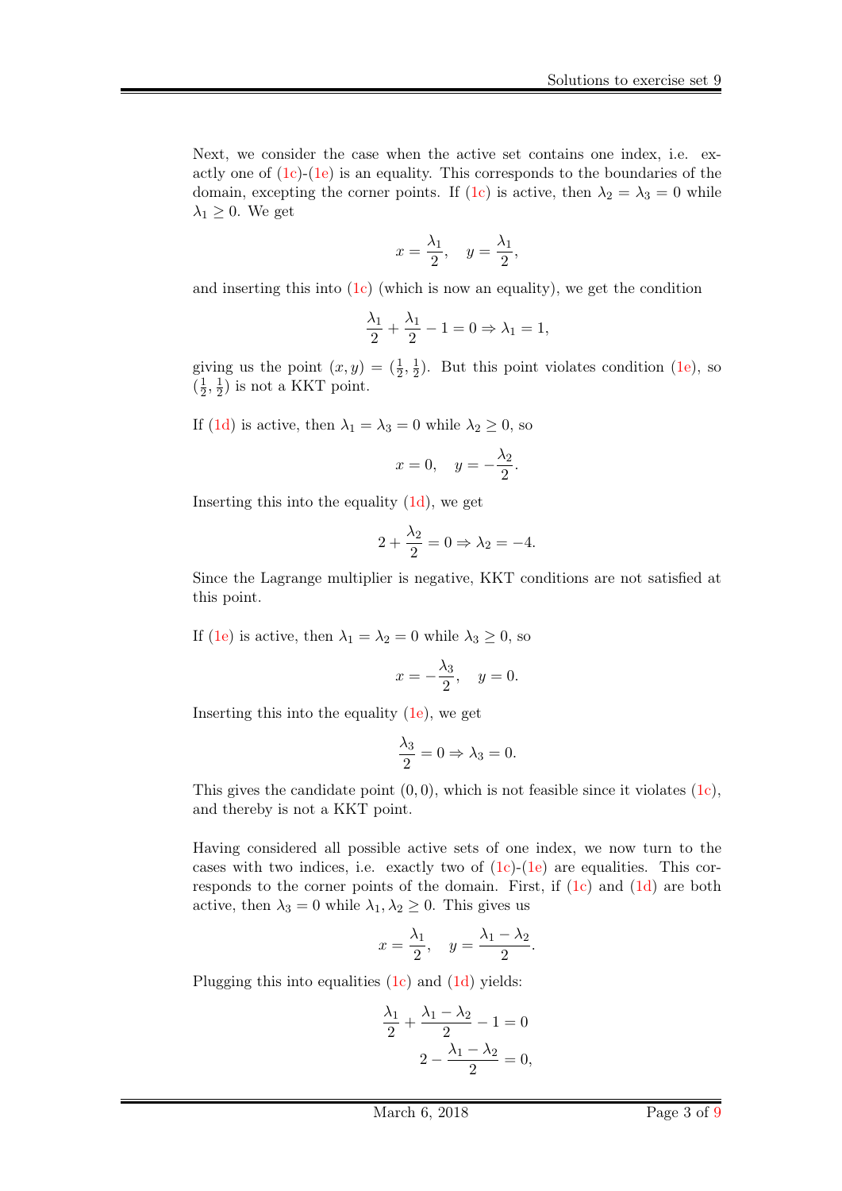Next, we consider the case when the active set contains one index, i.e. exactly one of (1c)-(1e) is an equality. This corresponds to the boundaries of the domain, excepting the corner points. If (1c) is active, then $\lambda_2 = \lambda_3 = 0$ while $\lambda_1 \geq 0$. We get

$$x = \frac{\lambda_1}{2}, \quad y = \frac{\lambda_1}{2},$$

and inserting this into (1c) (which is now an equality), we get the condition

$$\frac{\lambda_1}{2} + \frac{\lambda_1}{2} - 1 = 0 \Rightarrow \lambda_1 = 1,$$

giving us the point $(x, y) = (\frac{1}{2}, \frac{1}{2})$. But this point violates condition (1e), so $(\frac{1}{2}, \frac{1}{2})$ is not a KKT point.

If (1d) is active, then $\lambda_1 = \lambda_3 = 0$ while $\lambda_2 \geq 0$, so

$$x = 0, \quad y = -\frac{\lambda_2}{2}.$$

Inserting this into the equality (1d), we get

$$2 + \frac{\lambda_2}{2} = 0 \Rightarrow \lambda_2 = -4.$$

Since the Lagrange multiplier is negative, KKT conditions are not satisfied at this point.

If (1e) is active, then $\lambda_1 = \lambda_2 = 0$ while $\lambda_3 \geq 0$, so

$$x = -\frac{\lambda_3}{2}, \quad y = 0.$$

Inserting this into the equality (1e), we get

$$\frac{\lambda_3}{2} = 0 \Rightarrow \lambda_3 = 0.$$

This gives the candidate point $(0, 0)$, which is not feasible since it violates (1c), and thereby is not a KKT point.

Having considered all possible active sets of one index, we now turn to the cases with two indices, i.e. exactly two of (1c)-(1e) are equalities. This corresponds to the corner points of the domain. First, if (1c) and (1d) are both active, then $\lambda_3 = 0$ while $\lambda_1, \lambda_2 \geq 0$. This gives us

$$x = \frac{\lambda_1}{2}, \quad y = \frac{\lambda_1 - \lambda_2}{2}.$$

Plugging this into equalities (1c) and (1d) yields:

$$\frac{\lambda_1}{2} + \frac{\lambda_1 - \lambda_2}{2} - 1 = 0$$
$$2 - \frac{\lambda_1 - \lambda_2}{2} = 0,$$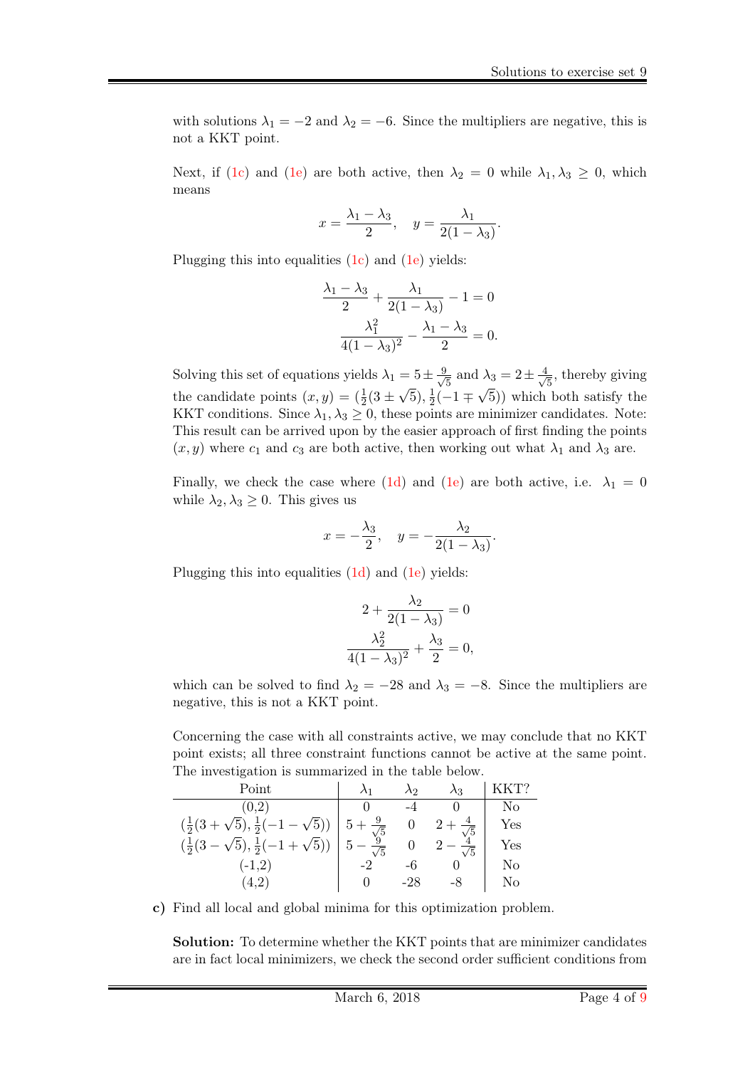with solutions $\lambda_1 = -2$ and $\lambda_2 = -6$. Since the multipliers are negative, this is not a KKT point.

Next, if (1c) and (1e) are both active, then $\lambda_2 = 0$ while $\lambda_1, \lambda_3 \geq 0$, which means

$$x = \frac{\lambda_1 - \lambda_3}{2}, \quad y = \frac{\lambda_1}{2(1-\lambda_3)}.$$

Plugging this into equalities (1c) and (1e) yields:

$$\frac{\lambda_1 - \lambda_3}{2} + \frac{\lambda_1}{2(1-\lambda_3)} - 1 = 0$$
$$\frac{\lambda_1^2}{4(1-\lambda_3)^2} - \frac{\lambda_1 - \lambda_3}{2} = 0.$$

Solving this set of equations yields $\lambda_1 = 5 \pm \frac{9}{\sqrt{5}}$ and $\lambda_3 = 2 \pm \frac{4}{\sqrt{5}}$, thereby giving the candidate points $(x, y) = (\frac{1}{2}(3 \pm \sqrt{5}), \frac{1}{2}(-1 \mp \sqrt{5}))$ which both satisfy the KKT conditions. Since $\lambda_1, \lambda_3 \geq 0$, these points are minimizer candidates. Note: This result can be arrived upon by the easier approach of first finding the points $(x, y)$ where $c_1$ and $c_3$ are both active, then working out what $\lambda_1$ and $\lambda_3$ are.

Finally, we check the case where (1d) and (1e) are both active, i.e. $\lambda_1 = 0$ while $\lambda_2, \lambda_3 \geq 0$. This gives us

$$x = -\frac{\lambda_3}{2}, \quad y = -\frac{\lambda_2}{2(1-\lambda_3)}.$$

Plugging this into equalities (1d) and (1e) yields:

$$2 + \frac{\lambda_2}{2(1-\lambda_3)} = 0$$
$$\frac{\lambda_2^2}{4(1-\lambda_3)^2} + \frac{\lambda_3}{2} = 0,$$

which can be solved to find $\lambda_2 = -28$ and $\lambda_3 = -8$. Since the multipliers are negative, this is not a KKT point.

Concerning the case with all constraints active, we may conclude that no KKT point exists; all three constraint functions cannot be active at the same point. The investigation is summarized in the table below.

| Point | $\lambda_1$ | $\lambda_2$ | $\lambda_3$ | KKT? |
|---|---|---|---|---|
| (0,2) | 0 | -4 | 0 | No |
| $(\frac{1}{2}(3+\sqrt{5}), \frac{1}{2}(-1-\sqrt{5}))$ | $5 + \frac{9}{\sqrt{5}}$ | 0 | $2 + \frac{4}{\sqrt{5}}$ | Yes |
| $(\frac{1}{2}(3-\sqrt{5}), \frac{1}{2}(-1+\sqrt{5}))$ | $5 - \frac{9}{\sqrt{5}}$ | 0 | $2 - \frac{4}{\sqrt{5}}$ | Yes |
| (-1,2) | -2 | -6 | 0 | No |
| (4,2) | 0 | -28 | -8 | No |

**c)** Find all local and global minima for this optimization problem.

**Solution:** To determine whether the KKT points that are minimizer candidates are in fact local minimizers, we check the second order sufficient conditions from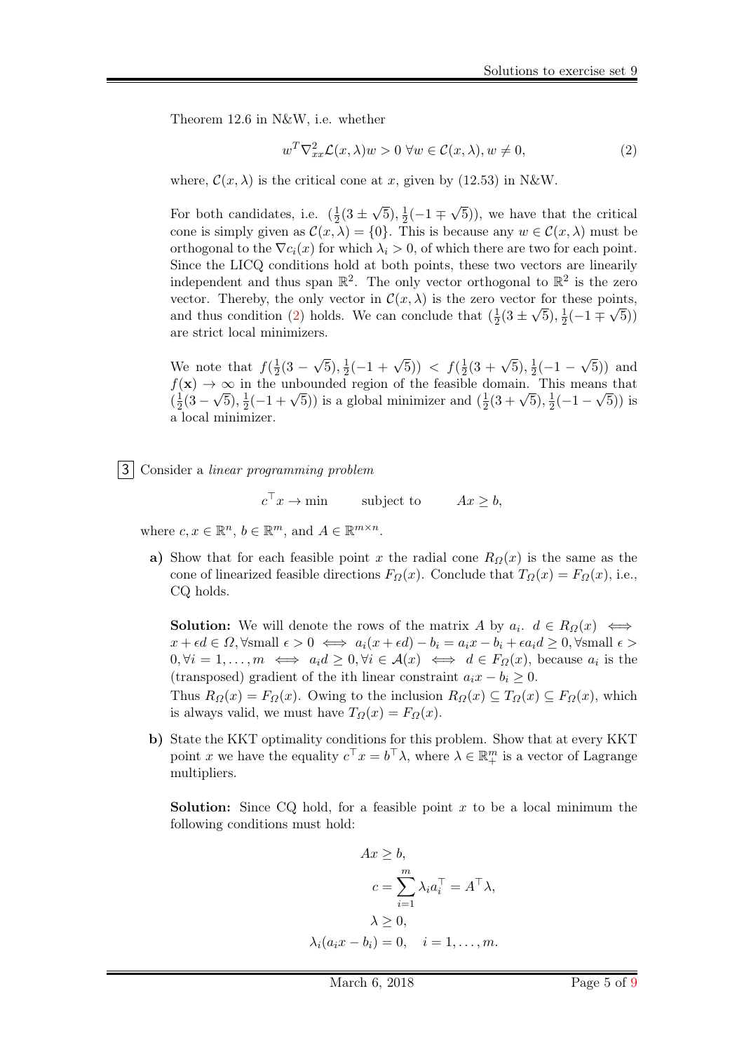Theorem 12.6 in N&W, i.e. whether

$$w^T \nabla^2_{xx} \mathcal{L}(x, \lambda) w > 0 \ \forall w \in \mathcal{C}(x, \lambda), w \neq 0, \tag{2}$$

where, $\mathcal{C}(x, \lambda)$ is the critical cone at $x$, given by (12.53) in N&W.

For both candidates, i.e. $(\frac{1}{2}(3 \pm \sqrt{5}), \frac{1}{2}(-1 \mp \sqrt{5}))$, we have that the critical cone is simply given as $\mathcal{C}(x, \lambda) = \{0\}$. This is because any $w \in \mathcal{C}(x, \lambda)$ must be orthogonal to the $\nabla c_i(x)$ for which $\lambda_i > 0$, of which there are two for each point. Since the LICQ conditions hold at both points, these two vectors are linearily independent and thus span $\mathbb{R}^2$. The only vector orthogonal to $\mathbb{R}^2$ is the zero vector. Thereby, the only vector in $\mathcal{C}(x, \lambda)$ is the zero vector for these points, and thus condition (2) holds. We can conclude that $(\frac{1}{2}(3 \pm \sqrt{5}), \frac{1}{2}(-1 \mp \sqrt{5}))$ are strict local minimizers.

We note that $f(\frac{1}{2}(3 - \sqrt{5}), \frac{1}{2}(-1 + \sqrt{5})) < f(\frac{1}{2}(3 + \sqrt{5}), \frac{1}{2}(-1 - \sqrt{5}))$ and $f(\mathbf{x}) \to \infty$ in the unbounded region of the feasible domain. This means that $(\frac{1}{2}(3 - \sqrt{5}), \frac{1}{2}(-1 + \sqrt{5}))$ is a global minimizer and $(\frac{1}{2}(3 + \sqrt{5}), \frac{1}{2}(-1 - \sqrt{5}))$ is a local minimizer.

**3** Consider a *linear programming problem*

$$c^\top x \to \min \qquad \text{subject to} \qquad Ax \geq b,$$

where $c, x \in \mathbb{R}^n$, $b \in \mathbb{R}^m$, and $A \in \mathbb{R}^{m \times n}$.

**a)** Show that for each feasible point $x$ the radial cone $R_\Omega(x)$ is the same as the cone of linearized feasible directions $F_\Omega(x)$. Conclude that $T_\Omega(x) = F_\Omega(x)$, i.e., CQ holds.

**Solution:** We will denote the rows of the matrix $A$ by $a_i$. $d \in R_\Omega(x) \iff x + \epsilon d \in \Omega, \forall \text{small } \epsilon > 0 \iff a_i(x + \epsilon d) - b_i = a_i x - b_i + \epsilon a_i d \geq 0, \forall \text{small } \epsilon > 0, \forall i = 1, \ldots, m \iff a_i d \geq 0, \forall i \in \mathcal{A}(x) \iff d \in F_\Omega(x)$, because $a_i$ is the (transposed) gradient of the ith linear constraint $a_i x - b_i \geq 0$.

Thus $R_\Omega(x) = F_\Omega(x)$. Owing to the inclusion $R_\Omega(x) \subseteq T_\Omega(x) \subseteq F_\Omega(x)$, which is always valid, we must have $T_\Omega(x) = F_\Omega(x)$.

**b)** State the KKT optimality conditions for this problem. Show that at every KKT point $x$ we have the equality $c^\top x = b^\top \lambda$, where $\lambda \in \mathbb{R}^m_+$ is a vector of Lagrange multipliers.

**Solution:** Since CQ hold, for a feasible point $x$ to be a local minimum the following conditions must hold:

$$\begin{aligned} Ax &\geq b, \\ c &= \sum_{i=1}^{m} \lambda_i a_i^\top = A^\top \lambda, \\ \lambda &\geq 0, \\ \lambda_i(a_i x - b_i) &= 0, \quad i = 1, \ldots, m. \end{aligned}$$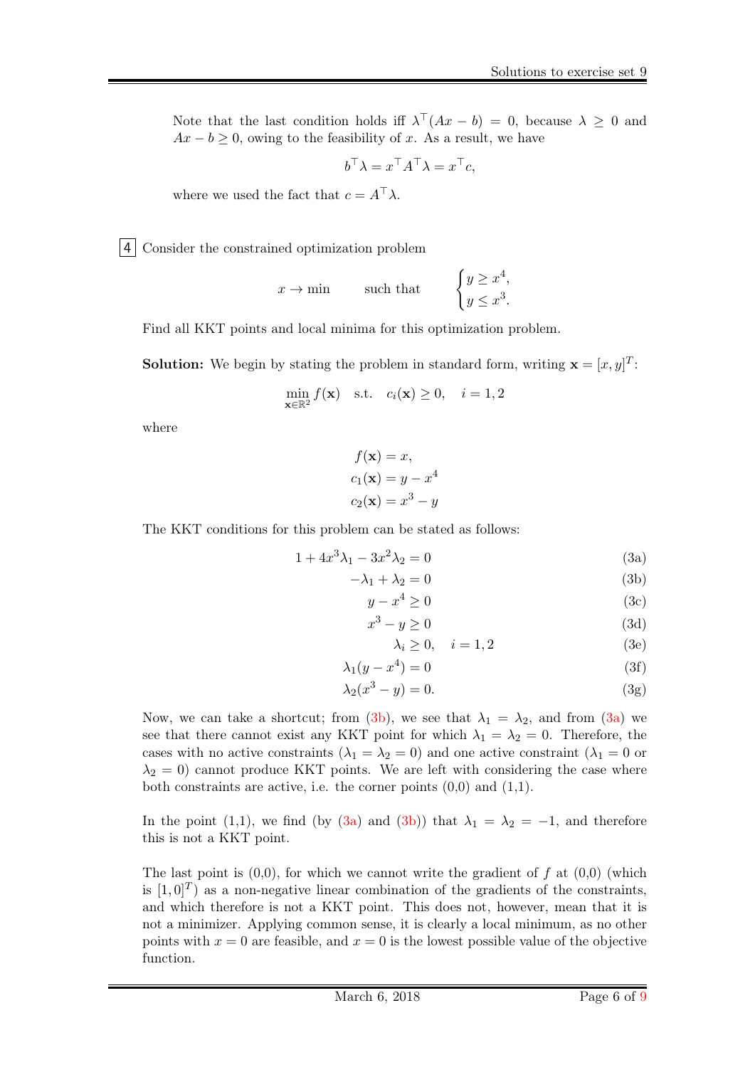Note that the last condition holds iff $\lambda^\top(Ax - b) = 0$, because $\lambda \geq 0$ and $Ax - b \geq 0$, owing to the feasibility of $x$. As a result, we have

$$b^\top \lambda = x^\top A^\top \lambda = x^\top c,$$

where we used the fact that $c = A^\top \lambda$.

**4** Consider the constrained optimization problem

$$x \to \min \qquad \text{such that} \qquad \begin{cases} y \geq x^4, \\ y \leq x^3. \end{cases}$$

Find all KKT points and local minima for this optimization problem.

**Solution:** We begin by stating the problem in standard form, writing $\mathbf{x} = [x, y]^T$:

$$\min_{\mathbf{x} \in \mathbb{R}^2} f(\mathbf{x}) \quad \text{s.t.} \quad c_i(\mathbf{x}) \geq 0, \quad i = 1, 2$$

where

$$f(\mathbf{x}) = x,$$
$$c_1(\mathbf{x}) = y - x^4$$
$$c_2(\mathbf{x}) = x^3 - y$$

The KKT conditions for this problem can be stated as follows:

$$1 + 4x^3\lambda_1 - 3x^2\lambda_2 = 0 \tag{3a}$$
$$-\lambda_1 + \lambda_2 = 0 \tag{3b}$$
$$y - x^4 \geq 0 \tag{3c}$$
$$x^3 - y \geq 0 \tag{3d}$$
$$\lambda_i \geq 0, \quad i = 1, 2 \tag{3e}$$
$$\lambda_1(y - x^4) = 0 \tag{3f}$$
$$\lambda_2(x^3 - y) = 0. \tag{3g}$$

Now, we can take a shortcut; from (3b), we see that $\lambda_1 = \lambda_2$, and from (3a) we see that there cannot exist any KKT point for which $\lambda_1 = \lambda_2 = 0$. Therefore, the cases with no active constraints ($\lambda_1 = \lambda_2 = 0$) and one active constraint ($\lambda_1 = 0$ or $\lambda_2 = 0$) cannot produce KKT points. We are left with considering the case where both constraints are active, i.e. the corner points (0,0) and (1,1).

In the point (1,1), we find (by (3a) and (3b)) that $\lambda_1 = \lambda_2 = -1$, and therefore this is not a KKT point.

The last point is (0,0), for which we cannot write the gradient of $f$ at (0,0) (which is $[1, 0]^T$) as a non-negative linear combination of the gradients of the constraints, and which therefore is not a KKT point. This does not, however, mean that it is not a minimizer. Applying common sense, it is clearly a local minimum, as no other points with $x = 0$ are feasible, and $x = 0$ is the lowest possible value of the objective function.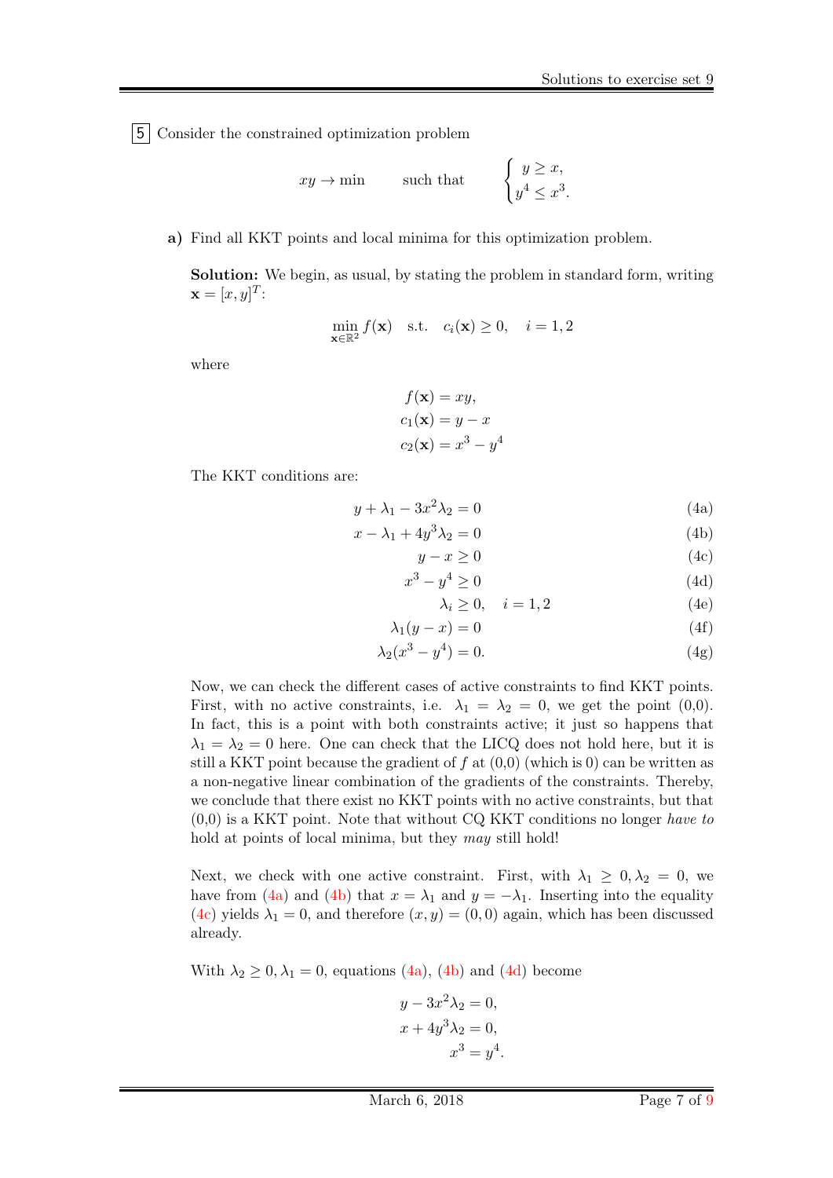**5** Consider the constrained optimization problem

$$xy \to \min \qquad \text{such that} \qquad \begin{cases} y \geq x, \\ y^4 \leq x^3. \end{cases}$$

**a)** Find all KKT points and local minima for this optimization problem.

**Solution:** We begin, as usual, by stating the problem in standard form, writing $\mathbf{x} = [x, y]^T$:

$$\min_{\mathbf{x} \in \mathbb{R}^2} f(\mathbf{x}) \quad \text{s.t.} \quad c_i(\mathbf{x}) \geq 0, \quad i = 1, 2$$

where

$$\begin{aligned} f(\mathbf{x}) &= xy, \\ c_1(\mathbf{x}) &= y - x \\ c_2(\mathbf{x}) &= x^3 - y^4 \end{aligned}$$

The KKT conditions are:

$$y + \lambda_1 - 3x^2\lambda_2 = 0 \tag{4a}$$

$$x - \lambda_1 + 4y^3\lambda_2 = 0 \tag{4b}$$

$$y - x \geq 0 \tag{4c}$$

$$x^3 - y^4 \geq 0 \tag{4d}$$

$$\lambda_i \geq 0, \quad i = 1, 2 \tag{4e}$$

$$\lambda_1(y - x) = 0 \tag{4f}$$

$$\lambda_2(x^3 - y^4) = 0. \tag{4g}$$

Now, we can check the different cases of active constraints to find KKT points. First, with no active constraints, i.e. $\lambda_1 = \lambda_2 = 0$, we get the point (0,0). In fact, this is a point with both constraints active; it just so happens that $\lambda_1 = \lambda_2 = 0$ here. One can check that the LICQ does not hold here, but it is still a KKT point because the gradient of $f$ at (0,0) (which is 0) can be written as a non-negative linear combination of the gradients of the constraints. Thereby, we conclude that there exist no KKT points with no active constraints, but that (0,0) is a KKT point. Note that without CQ KKT conditions no longer *have to* hold at points of local minima, but they *may* still hold!

Next, we check with one active constraint. First, with $\lambda_1 \geq 0, \lambda_2 = 0$, we have from (4a) and (4b) that $x = \lambda_1$ and $y = -\lambda_1$. Inserting into the equality (4c) yields $\lambda_1 = 0$, and therefore $(x, y) = (0, 0)$ again, which has been discussed already.

With $\lambda_2 \geq 0, \lambda_1 = 0$, equations (4a), (4b) and (4d) become

$$\begin{aligned} y - 3x^2\lambda_2 &= 0, \\ x + 4y^3\lambda_2 &= 0, \\ x^3 &= y^4. \end{aligned}$$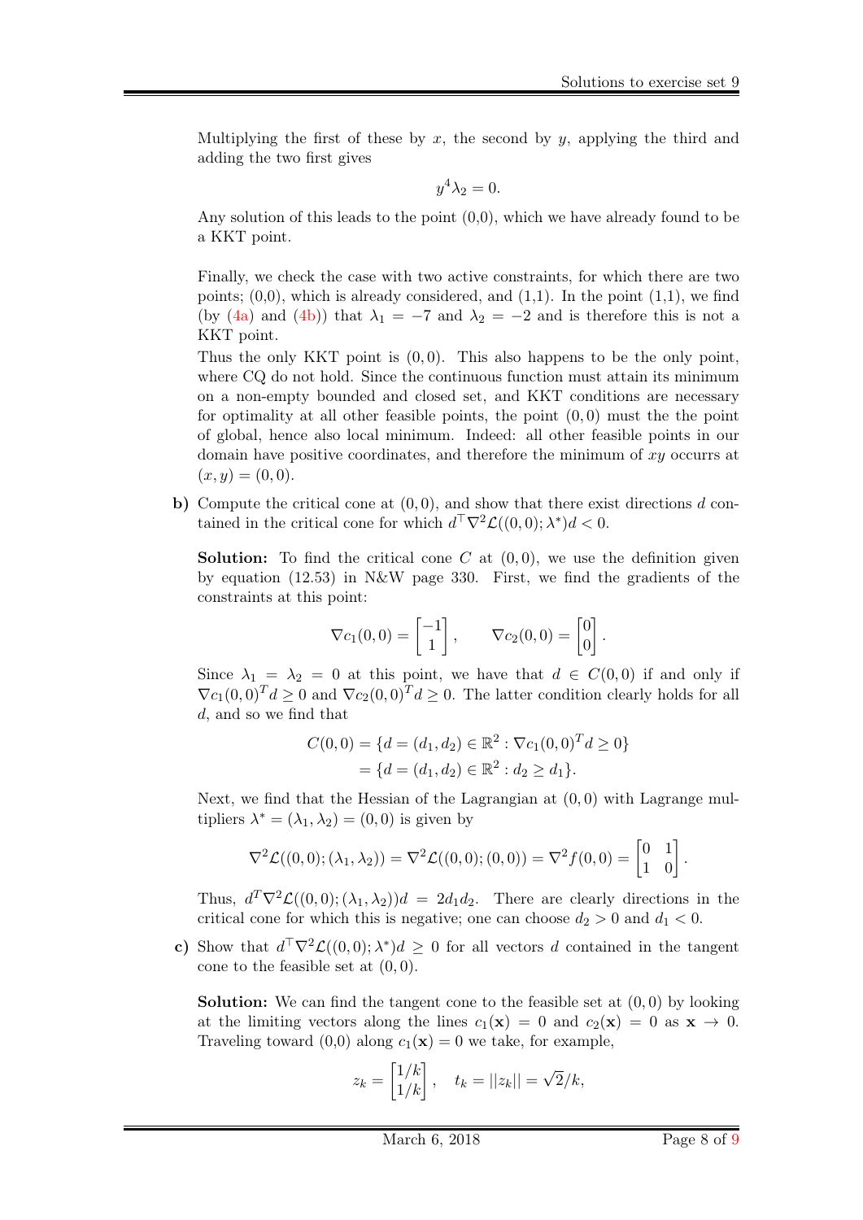Multiplying the first of these by $x$, the second by $y$, applying the third and adding the two first gives

$$y^4 \lambda_2 = 0.$$

Any solution of this leads to the point (0,0), which we have already found to be a KKT point.

Finally, we check the case with two active constraints, for which there are two points; (0,0), which is already considered, and (1,1). In the point (1,1), we find (by (4a) and (4b)) that $\lambda_1 = -7$ and $\lambda_2 = -2$ and is therefore this is not a KKT point.

Thus the only KKT point is $(0,0)$. This also happens to be the only point, where CQ do not hold. Since the continuous function must attain its minimum on a non-empty bounded and closed set, and KKT conditions are necessary for optimality at all other feasible points, the point $(0,0)$ must the the point of global, hence also local minimum. Indeed: all other feasible points in our domain have positive coordinates, and therefore the minimum of $xy$ occurrs at $(x, y) = (0, 0)$.

**b)** Compute the critical cone at $(0,0)$, and show that there exist directions $d$ contained in the critical cone for which $d^\top \nabla^2 \mathcal{L}((0,0); \lambda^*) d < 0$.

**Solution:** To find the critical cone $C$ at $(0,0)$, we use the definition given by equation (12.53) in N&W page 330. First, we find the gradients of the constraints at this point:

$$\nabla c_1(0,0) = \begin{bmatrix} -1 \\ 1 \end{bmatrix}, \qquad \nabla c_2(0,0) = \begin{bmatrix} 0 \\ 0 \end{bmatrix}.$$

Since $\lambda_1 = \lambda_2 = 0$ at this point, we have that $d \in C(0,0)$ if and only if $\nabla c_1(0,0)^T d \geq 0$ and $\nabla c_2(0,0)^T d \geq 0$. The latter condition clearly holds for all $d$, and so we find that

$$\begin{aligned} C(0,0) &= \{d = (d_1, d_2) \in \mathbb{R}^2 : \nabla c_1(0,0)^T d \geq 0\} \\ &= \{d = (d_1, d_2) \in \mathbb{R}^2 : d_2 \geq d_1\}. \end{aligned}$$

Next, we find that the Hessian of the Lagrangian at $(0,0)$ with Lagrange multipliers $\lambda^* = (\lambda_1, \lambda_2) = (0,0)$ is given by

$$\nabla^2 \mathcal{L}((0,0); (\lambda_1, \lambda_2)) = \nabla^2 \mathcal{L}((0,0); (0,0)) = \nabla^2 f(0,0) = \begin{bmatrix} 0 & 1 \\ 1 & 0 \end{bmatrix}.$$

Thus, $d^T \nabla^2 \mathcal{L}((0,0); (\lambda_1, \lambda_2)) d = 2 d_1 d_2$. There are clearly directions in the critical cone for which this is negative; one can choose $d_2 > 0$ and $d_1 < 0$.

**c)** Show that $d^\top \nabla^2 \mathcal{L}((0,0); \lambda^*) d \geq 0$ for all vectors $d$ contained in the tangent cone to the feasible set at $(0,0)$.

**Solution:** We can find the tangent cone to the feasible set at $(0,0)$ by looking at the limiting vectors along the lines $c_1(\mathbf{x}) = 0$ and $c_2(\mathbf{x}) = 0$ as $\mathbf{x} \to 0$. Traveling toward (0,0) along $c_1(\mathbf{x}) = 0$ we take, for example,

$$z_k = \begin{bmatrix} 1/k \\ 1/k \end{bmatrix}, \quad t_k = ||z_k|| = \sqrt{2}/k,$$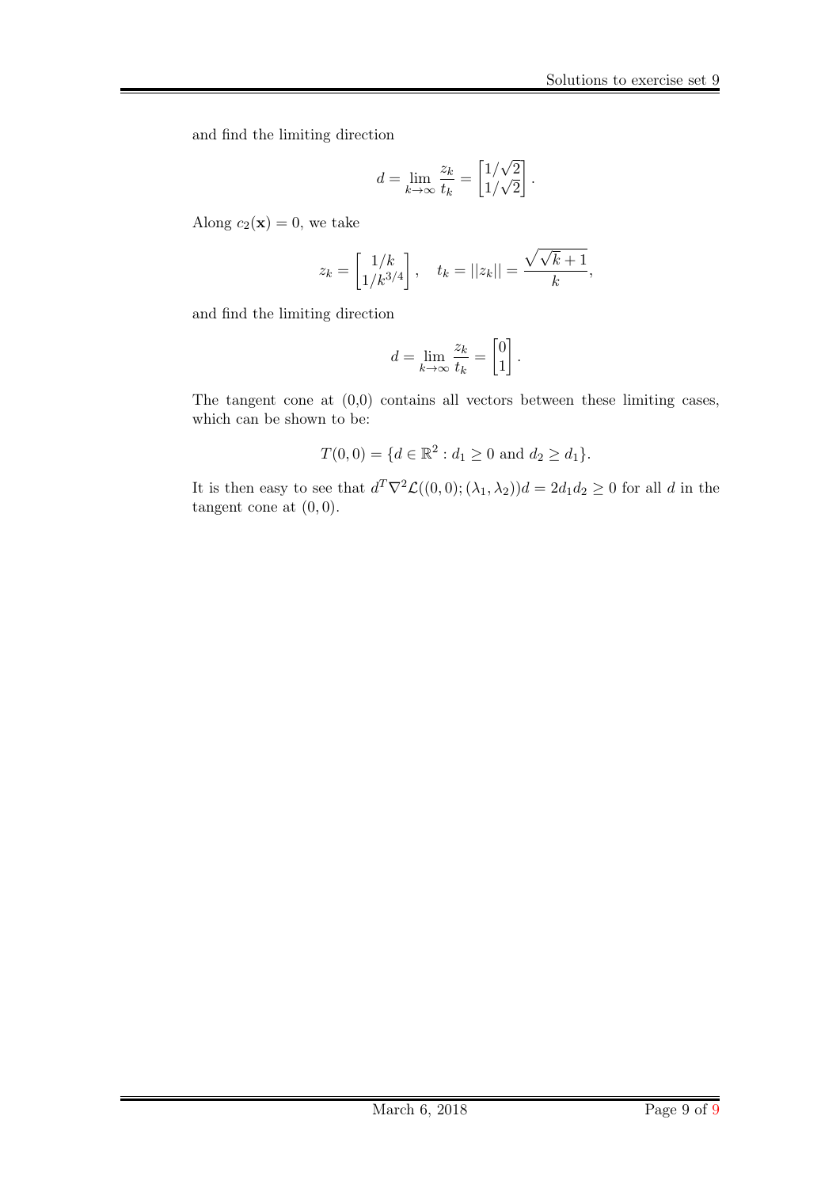and find the limiting direction

$$d = \lim_{k\to\infty} \frac{z_k}{t_k} = \begin{bmatrix} 1/\sqrt{2} \\ 1/\sqrt{2} \end{bmatrix}.$$

Along $c_2(\mathbf{x}) = 0$, we take

$$z_k = \begin{bmatrix} 1/k \\ 1/k^{3/4} \end{bmatrix}, \quad t_k = ||z_k|| = \frac{\sqrt{\sqrt{k}+1}}{k},$$

and find the limiting direction

$$d = \lim_{k\to\infty} \frac{z_k}{t_k} = \begin{bmatrix} 0 \\ 1 \end{bmatrix}.$$

The tangent cone at (0,0) contains all vectors between these limiting cases, which can be shown to be:

$$T(0,0) = \{d \in \mathbb{R}^2 : d_1 \geq 0 \text{ and } d_2 \geq d_1\}.$$

It is then easy to see that $d^T \nabla^2 \mathcal{L}((0,0);(\lambda_1,\lambda_2))d = 2d_1d_2 \geq 0$ for all $d$ in the tangent cone at $(0,0)$.